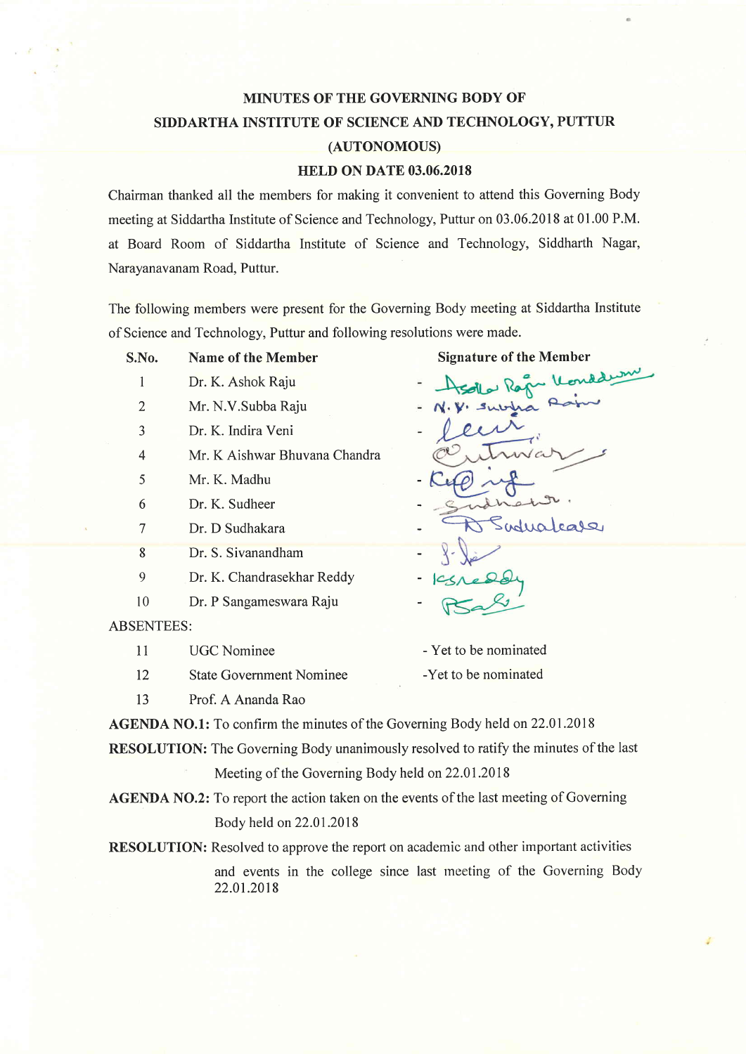# MINUTES OF THE GOVERNING BODY OF SIDDARTHA INSTITUTE OF SCIENCE AND TECHNOLOGY, PUTTUR (AUTONOMOUS)

## HELD ON DATE 03.06.2018

Chairman thanked all the members for making it convenient to attend this Governing Body meeting at Siddartha Institute of Science and Technology, Puttur on 03.06.2018 at 01.00 P.M. at Board Room of Siddartha Institute of Science and Technology, Siddharth Nagar, Narayanavanam Road, Puttur.

The following members were present for the Governing Body meeting at Siddartha Institute of Science and Technology, Puttur and following resolutions were made.

| S.No. | Name of the Member | Signature of the Member |
|---|---|---|
| 1 | Dr. K. Ashok Raju | - Ashok Raju Konduru |
| 2 | Mr. N.V.Subba Raju | - N.V. Subba Raju |
| 3 | Dr. K. Indira Veni | - (signed) |
| 4 | Mr. K Aishwar Bhuvana Chandra | (signed) |
| 5 | Mr. K. Madhu | - (signed) |
| 6 | Dr. K. Sudheer | - Sudheer |
| 7 | Dr. D Sudhakara | - D Sudhakara |
| 8 | Dr. S. Sivanandham | - (signed) |
| 9 | Dr. K. Chandrasekhar Reddy | - KSReddy |
| 10 | Dr. P Sangameswara Raju | - PSRaju |

ABSENTEES:

| | | |
|---|---|---|
| 11 | UGC Nominee | - Yet to be nominated |
| 12 | State Government Nominee | -Yet to be nominated |
| 13 | Prof. A Ananda Rao | |

**AGENDA NO.1:** To confirm the minutes of the Governing Body held on 22.01.2018

**RESOLUTION:** The Governing Body unanimously resolved to ratify the minutes of the last Meeting of the Governing Body held on 22.01.2018

**AGENDA NO.2:** To report the action taken on the events of the last meeting of Governing Body held on 22.01.2018

**RESOLUTION:** Resolved to approve the report on academic and other important activities and events in the college since last meeting of the Governing Body 22.01.2018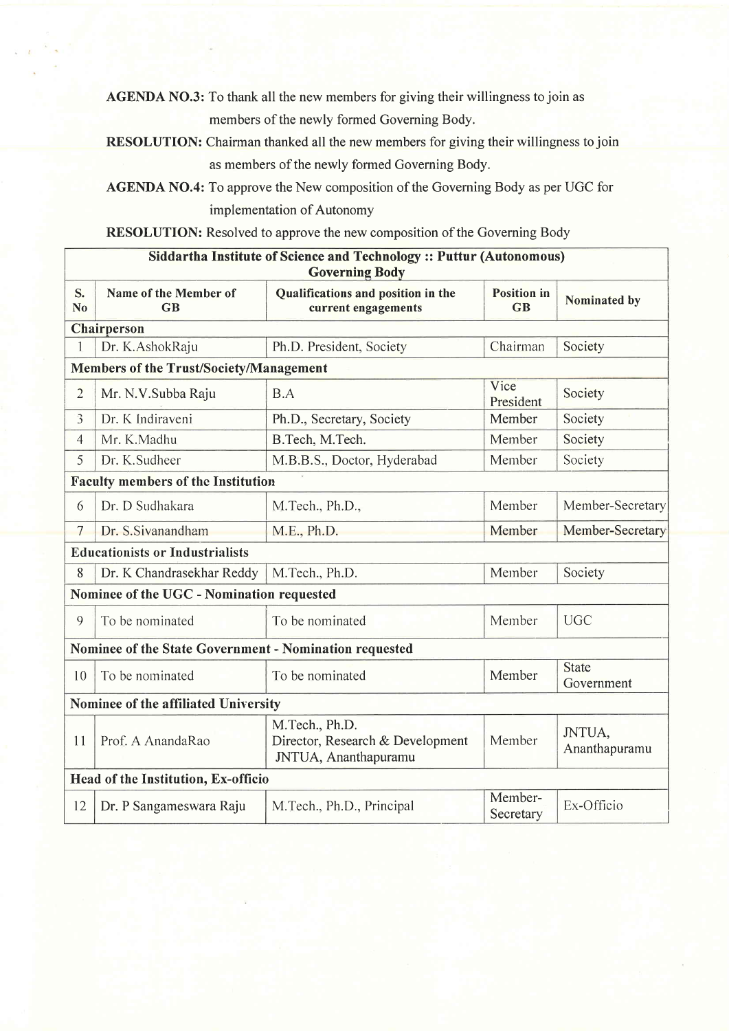**AGENDA NO.3:** To thank all the new members for giving their willingness to join as members of the newly formed Governing Body.

**RESOLUTION:** Chairman thanked all the new members for giving their willingness to join as members of the newly formed Governing Body.

**AGENDA NO.4:** To approve the New composition of the Governing Body as per UGC for implementation of Autonomy

**RESOLUTION:** Resolved to approve the new composition of the Governing Body

| Siddartha Institute of Science and Technology :: Puttur (Autonomous) Governing Body | | | | |
|---|---|---|---|---|
| **S. No** | **Name of the Member of GB** | **Qualifications and position in the current engagements** | **Position in GB** | **Nominated by** |
| **Chairperson** | | | | |
| 1 | Dr. K.AshokRaju | Ph.D. President, Society | Chairman | Society |
| **Members of the Trust/Society/Management** | | | | |
| 2 | Mr. N.V.Subba Raju | B.A | Vice President | Society |
| 3 | Dr. K Indiraveni | Ph.D., Secretary, Society | Member | Society |
| 4 | Mr. K.Madhu | B.Tech, M.Tech. | Member | Society |
| 5 | Dr. K.Sudheer | M.B.B.S., Doctor, Hyderabad | Member | Society |
| **Faculty members of the Institution** | | | | |
| 6 | Dr. D Sudhakara | M.Tech., Ph.D., | Member | Member-Secretary |
| 7 | Dr. S.Sivanandham | M.E., Ph.D. | Member | Member-Secretary |
| **Educationists or Industrialists** | | | | |
| 8 | Dr. K Chandrasekhar Reddy | M.Tech., Ph.D. | Member | Society |
| **Nominee of the UGC - Nomination requested** | | | | |
| 9 | To be nominated | To be nominated | Member | UGC |
| **Nominee of the State Government - Nomination requested** | | | | |
| 10 | To be nominated | To be nominated | Member | State Government |
| **Nominee of the affiliated University** | | | | |
| 11 | Prof. A AnandaRao | M.Tech., Ph.D. Director, Research & Development JNTUA, Ananthapuramu | Member | JNTUA, Ananthapuramu |
| **Head of the Institution, Ex-officio** | | | | |
| 12 | Dr. P Sangameswara Raju | M.Tech., Ph.D., Principal | Member-Secretary | Ex-Officio |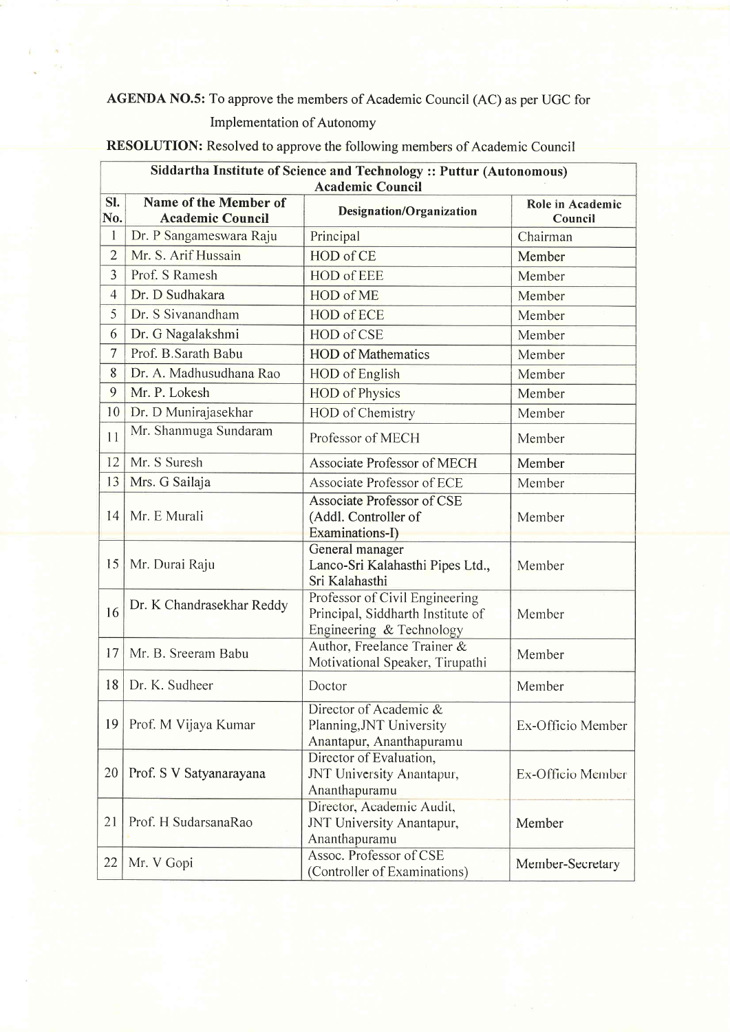**AGENDA NO.5:** To approve the members of Academic Council (AC) as per UGC for Implementation of Autonomy

**RESOLUTION:** Resolved to approve the following members of Academic Council

| Siddartha Institute of Science and Technology :: Puttur (Autonomous) Academic Council | | | |
|---|---|---|---|
| **Sl. No.** | **Name of the Member of Academic Council** | **Designation/Organization** | **Role in Academic Council** |
| 1 | Dr. P Sangameswara Raju | Principal | Chairman |
| 2 | Mr. S. Arif Hussain | HOD of CE | Member |
| 3 | Prof. S Ramesh | HOD of EEE | Member |
| 4 | Dr. D Sudhakara | HOD of ME | Member |
| 5 | Dr. S Sivanandham | HOD of ECE | Member |
| 6 | Dr. G Nagalakshmi | HOD of CSE | Member |
| 7 | Prof. B.Sarath Babu | HOD of Mathematics | Member |
| 8 | Dr. A. Madhusudhana Rao | HOD of English | Member |
| 9 | Mr. P. Lokesh | HOD of Physics | Member |
| 10 | Dr. D Munirajasekhar | HOD of Chemistry | Member |
| 11 | Mr. Shanmuga Sundaram | Professor of MECH | Member |
| 12 | Mr. S Suresh | Associate Professor of MECH | Member |
| 13 | Mrs. G Sailaja | Associate Professor of ECE | Member |
| 14 | Mr. E Murali | Associate Professor of CSE (Addl. Controller of Examinations-I) | Member |
| 15 | Mr. Durai Raju | General manager Lanco-Sri Kalahasthi Pipes Ltd., Sri Kalahasthi | Member |
| 16 | Dr. K Chandrasekhar Reddy | Professor of Civil Engineering Principal, Siddharth Institute of Engineering & Technology | Member |
| 17 | Mr. B. Sreeram Babu | Author, Freelance Trainer & Motivational Speaker, Tirupathi | Member |
| 18 | Dr. K. Sudheer | Doctor | Member |
| 19 | Prof. M Vijaya Kumar | Director of Academic & Planning,JNT University Anantapur, Ananthapuramu | Ex-Officio Member |
| 20 | Prof. S V Satyanarayana | Director of Evaluation, JNT University Anantapur, Ananthapuramu | Ex-Officio Member |
| 21 | Prof. H SudarsanaRao | Director, Academic Audit, JNT University Anantapur, Ananthapuramu | Member |
| 22 | Mr. V Gopi | Assoc. Professor of CSE (Controller of Examinations) | Member-Secretary |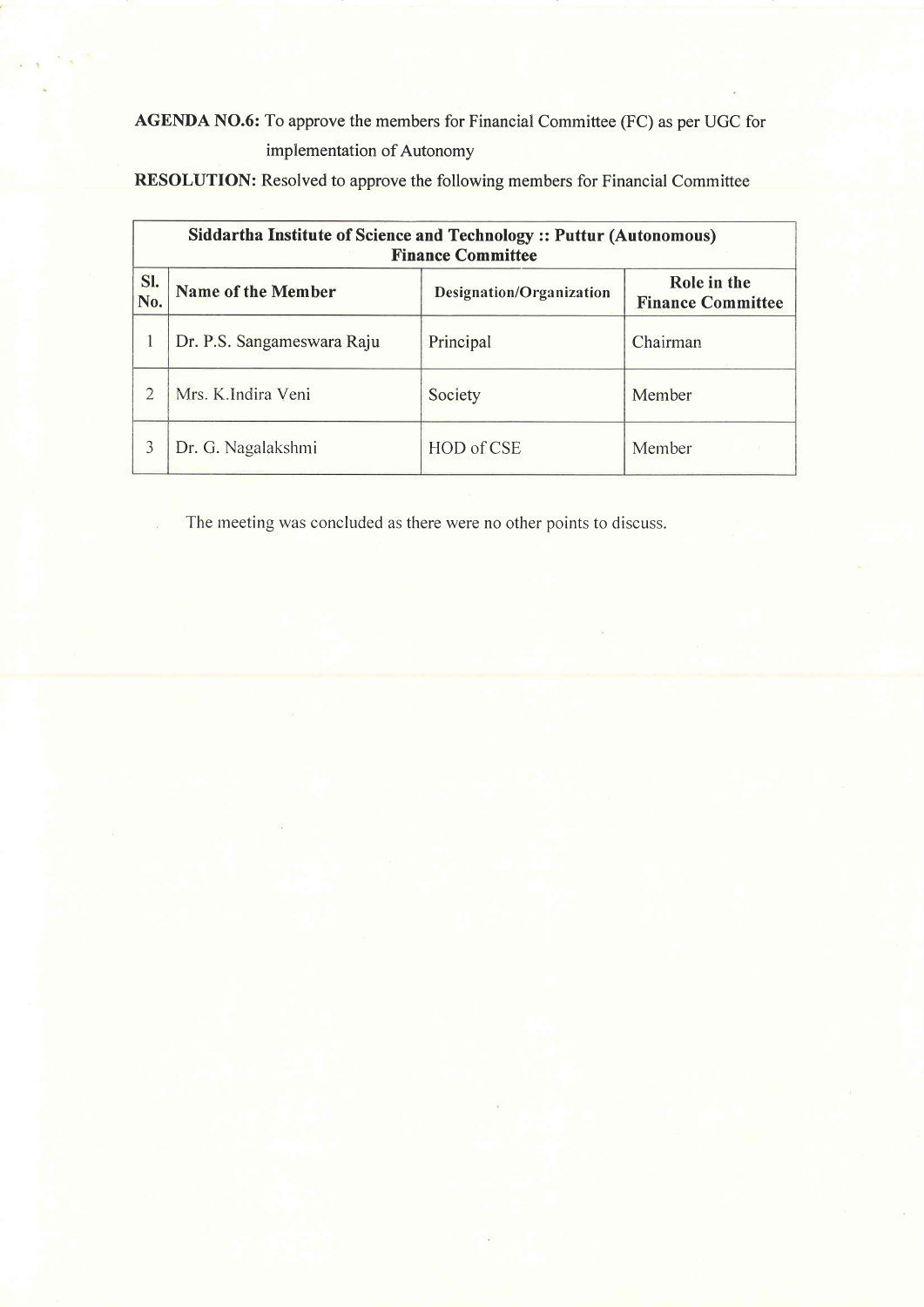**AGENDA NO.6:** To approve the members for Financial Committee (FC) as per UGC for implementation of Autonomy

**RESOLUTION:** Resolved to approve the following members for Financial Committee

| **Siddartha Institute of Science and Technology :: Puttur (Autonomous) Finance Committee** | | | |
|---|---|---|---|
| **Sl. No.** | **Name of the Member** | **Designation/Organization** | **Role in the Finance Committee** |
| 1 | Dr. P.S. Sangameswara Raju | Principal | Chairman |
| 2 | Mrs. K.Indira Veni | Society | Member |
| 3 | Dr. G. Nagalakshmi | HOD of CSE | Member |

The meeting was concluded as there were no other points to discuss.